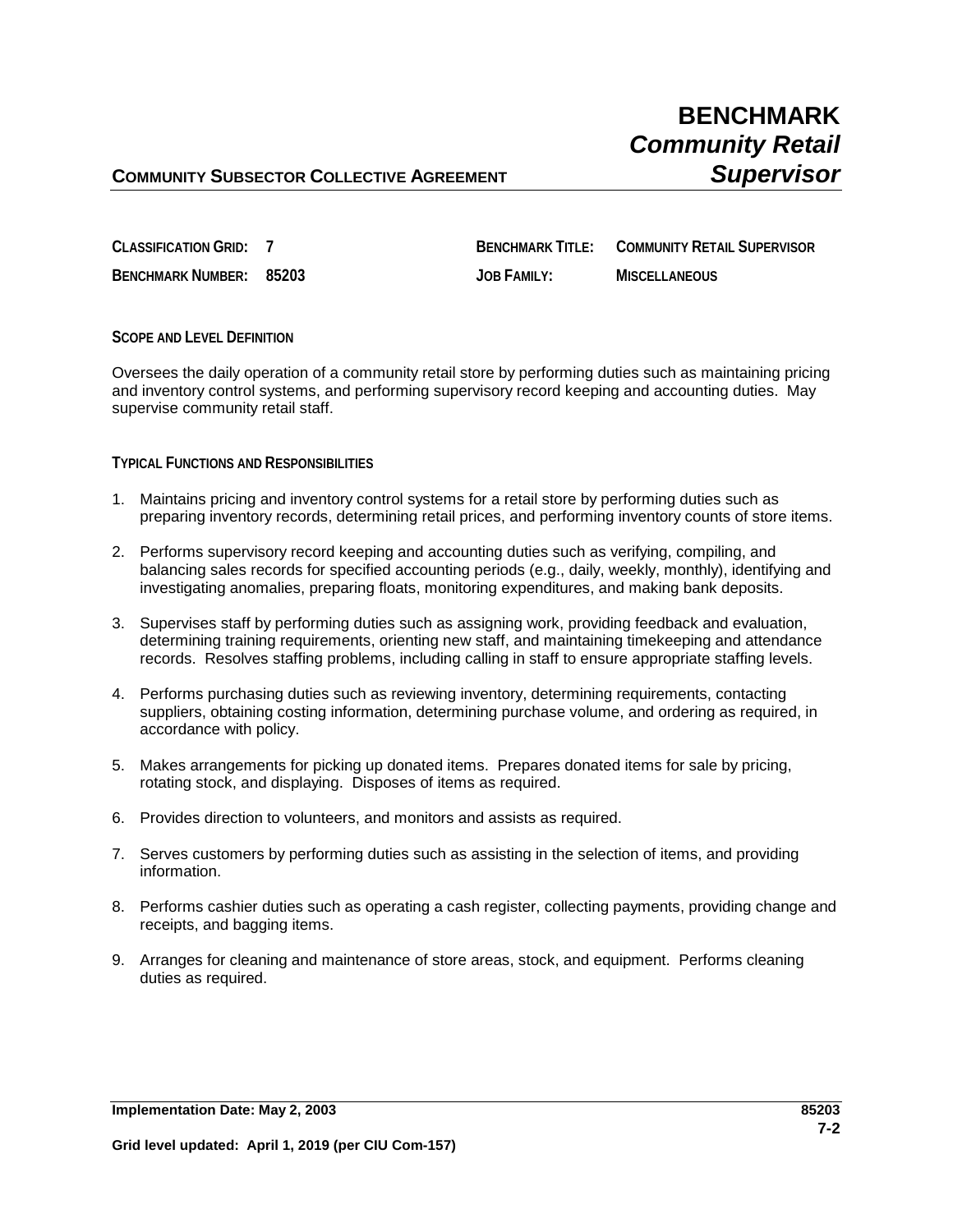# BENCHMARK
## *Community Retail Supervisor*

**COMMUNITY SUBSECTOR COLLECTIVE AGREEMENT**

| | | | |
|---|---|---|---|
| **CLASSIFICATION GRID:** | **7** | **BENCHMARK TITLE:** | **COMMUNITY RETAIL SUPERVISOR** |
| **BENCHMARK NUMBER:** | **85203** | **JOB FAMILY:** | **MISCELLANEOUS** |

**SCOPE AND LEVEL DEFINITION**

Oversees the daily operation of a community retail store by performing duties such as maintaining pricing and inventory control systems, and performing supervisory record keeping and accounting duties. May supervise community retail staff.

**TYPICAL FUNCTIONS AND RESPONSIBILITIES**

1. Maintains pricing and inventory control systems for a retail store by performing duties such as preparing inventory records, determining retail prices, and performing inventory counts of store items.
2. Performs supervisory record keeping and accounting duties such as verifying, compiling, and balancing sales records for specified accounting periods (e.g., daily, weekly, monthly), identifying and investigating anomalies, preparing floats, monitoring expenditures, and making bank deposits.
3. Supervises staff by performing duties such as assigning work, providing feedback and evaluation, determining training requirements, orienting new staff, and maintaining timekeeping and attendance records. Resolves staffing problems, including calling in staff to ensure appropriate staffing levels.
4. Performs purchasing duties such as reviewing inventory, determining requirements, contacting suppliers, obtaining costing information, determining purchase volume, and ordering as required, in accordance with policy.
5. Makes arrangements for picking up donated items. Prepares donated items for sale by pricing, rotating stock, and displaying. Disposes of items as required.
6. Provides direction to volunteers, and monitors and assists as required.
7. Serves customers by performing duties such as assisting in the selection of items, and providing information.
8. Performs cashier duties such as operating a cash register, collecting payments, providing change and receipts, and bagging items.
9. Arranges for cleaning and maintenance of store areas, stock, and equipment. Performs cleaning duties as required.

**Implementation Date: May 2, 2003**

**Grid level updated: April 1, 2019 (per CIU Com-157)**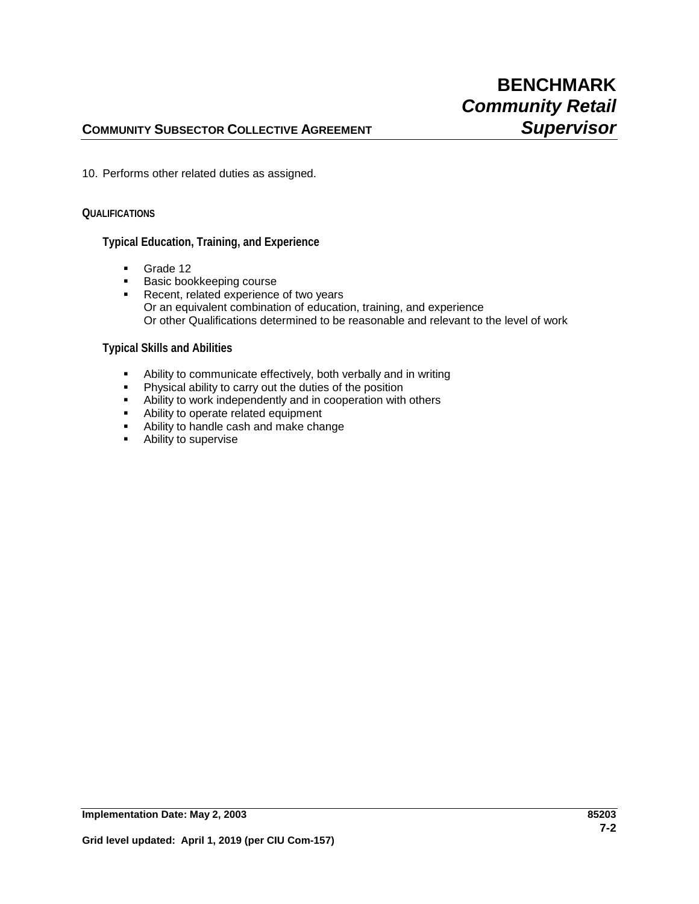10. Performs other related duties as assigned.

## QUALIFICATIONS

### Typical Education, Training, and Experience

- Grade 12
- Basic bookkeeping course
- Recent, related experience of two years
  Or an equivalent combination of education, training, and experience
  Or other Qualifications determined to be reasonable and relevant to the level of work

### Typical Skills and Abilities

- Ability to communicate effectively, both verbally and in writing
- Physical ability to carry out the duties of the position
- Ability to work independently and in cooperation with others
- Ability to operate related equipment
- Ability to handle cash and make change
- Ability to supervise

**Implementation Date: May 2, 2003** **85203**

**Grid level updated: April 1, 2019 (per CIU Com-157)**